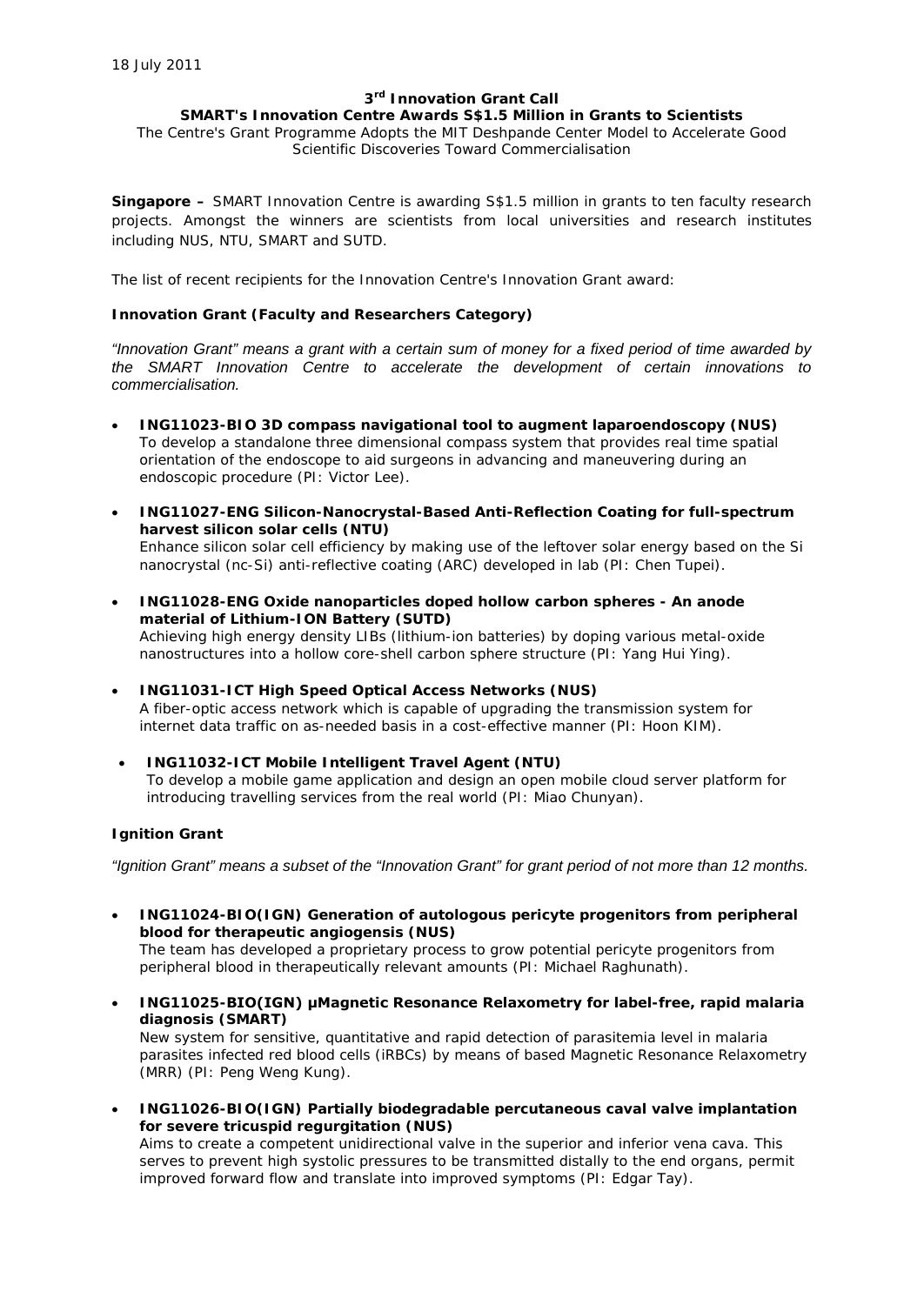18 July 2011

**3rd Innovation Grant Call**

**SMART's Innovation Centre Awards S$1.5 Million in Grants to Scientists**

The Centre's Grant Programme Adopts the MIT Deshpande Center Model to Accelerate Good Scientific Discoveries Toward Commercialisation

**Singapore –** SMART Innovation Centre is awarding S$1.5 million in grants to ten faculty research projects. Amongst the winners are scientists from local universities and research institutes including NUS, NTU, SMART and SUTD.

The list of recent recipients for the Innovation Centre's Innovation Grant award:

**Innovation Grant (Faculty and Researchers Category)**

*"Innovation Grant" means a grant with a certain sum of money for a fixed period of time awarded by the SMART Innovation Centre to accelerate the development of certain innovations to commercialisation.*

- **ING11023-BIO 3D compass navigational tool to augment laparoendoscopy (NUS)**
  To develop a standalone three dimensional compass system that provides real time spatial orientation of the endoscope to aid surgeons in advancing and maneuvering during an endoscopic procedure (PI: Victor Lee).

- **ING11027-ENG Silicon-Nanocrystal-Based Anti-Reflection Coating for full-spectrum harvest silicon solar cells (NTU)**
  Enhance silicon solar cell efficiency by making use of the leftover solar energy based on the Si nanocrystal (nc-Si) anti-reflective coating (ARC) developed in lab (PI: Chen Tupei).

- **ING11028-ENG Oxide nanoparticles doped hollow carbon spheres - An anode material of Lithium-ION Battery (SUTD)**
  Achieving high energy density LIBs (lithium-ion batteries) by doping various metal-oxide nanostructures into a hollow core-shell carbon sphere structure (PI: Yang Hui Ying).

- **ING11031-ICT High Speed Optical Access Networks (NUS)**
  A fiber-optic access network which is capable of upgrading the transmission system for internet data traffic on as-needed basis in a cost-effective manner (PI: Hoon KIM).

- **ING11032-ICT Mobile Intelligent Travel Agent (NTU)**
  To develop a mobile game application and design an open mobile cloud server platform for introducing travelling services from the real world (PI: Miao Chunyan).

**Ignition Grant**

*"Ignition Grant" means a subset of the "Innovation Grant" for grant period of not more than 12 months.*

- **ING11024-BIO(IGN) Generation of autologous pericyte progenitors from peripheral blood for therapeutic angiogensis (NUS)**
  The team has developed a proprietary process to grow potential pericyte progenitors from peripheral blood in therapeutically relevant amounts (PI: Michael Raghunath).

- **ING11025-BIO(IGN) µMagnetic Resonance Relaxometry for label-free, rapid malaria diagnosis (SMART)**
  New system for sensitive, quantitative and rapid detection of parasitemia level in malaria parasites infected red blood cells (iRBCs) by means of based Magnetic Resonance Relaxometry (MRR) (PI: Peng Weng Kung).

- **ING11026-BIO(IGN) Partially biodegradable percutaneous caval valve implantation for severe tricuspid regurgitation (NUS)**
  Aims to create a competent unidirectional valve in the superior and inferior vena cava. This serves to prevent high systolic pressures to be transmitted distally to the end organs, permit improved forward flow and translate into improved symptoms (PI: Edgar Tay).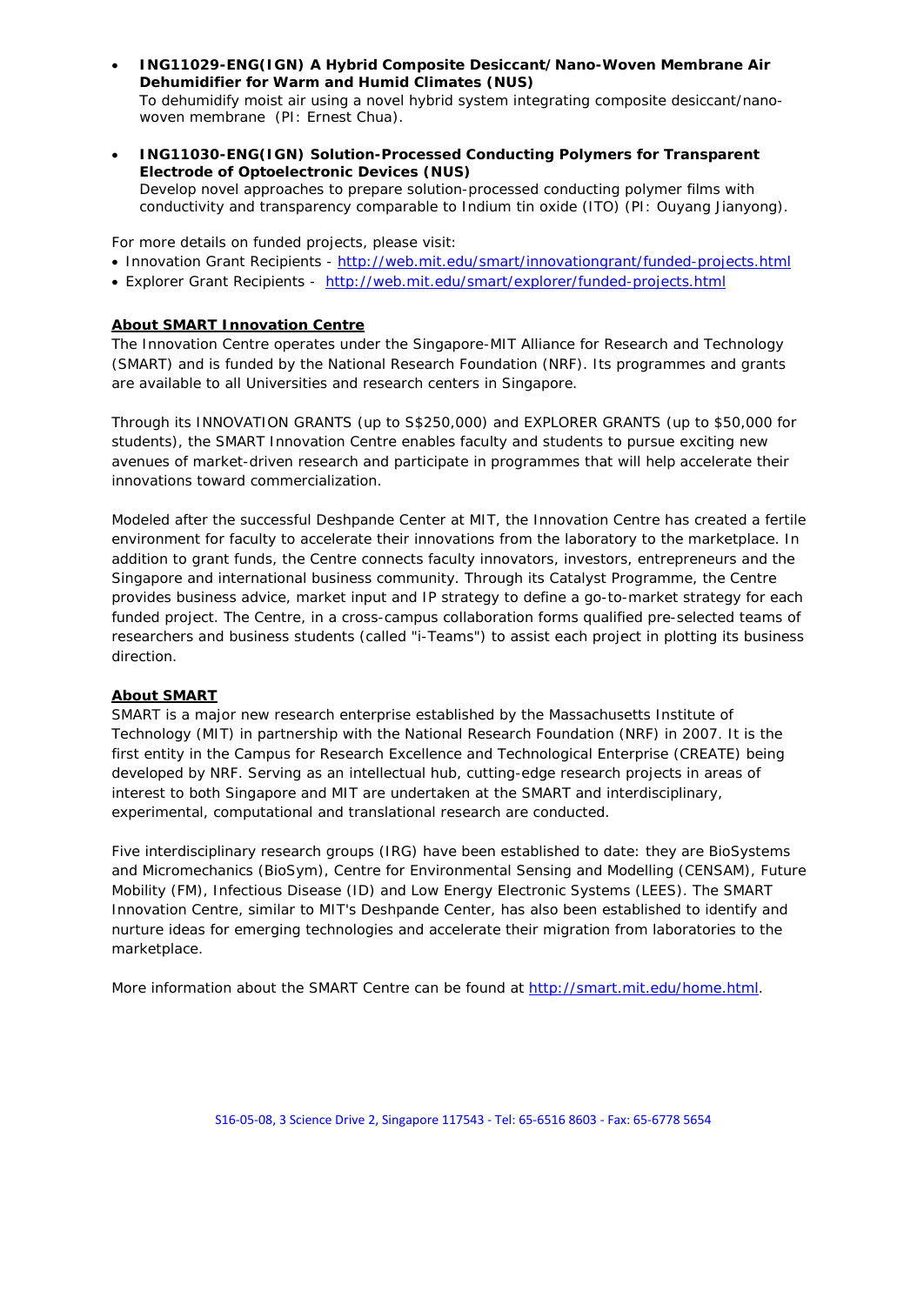- **ING11029-ENG(IGN) A Hybrid Composite Desiccant/Nano-Woven Membrane Air Dehumidifier for Warm and Humid Climates (NUS)**
  To dehumidify moist air using a novel hybrid system integrating composite desiccant/nano-woven membrane (PI: Ernest Chua).

- **ING11030-ENG(IGN) Solution-Processed Conducting Polymers for Transparent Electrode of Optoelectronic Devices (NUS)**
  Develop novel approaches to prepare solution-processed conducting polymer films with conductivity and transparency comparable to Indium tin oxide (ITO) (PI: Ouyang Jianyong).

For more details on funded projects, please visit:

- Innovation Grant Recipients - http://web.mit.edu/smart/innovationgrant/funded-projects.html
- Explorer Grant Recipients - http://web.mit.edu/smart/explorer/funded-projects.html

**About SMART Innovation Centre**

The Innovation Centre operates under the Singapore-MIT Alliance for Research and Technology (SMART) and is funded by the National Research Foundation (NRF). Its programmes and grants are available to all Universities and research centers in Singapore.

Through its INNOVATION GRANTS (up to S$250,000) and EXPLORER GRANTS (up to $50,000 for students), the SMART Innovation Centre enables faculty and students to pursue exciting new avenues of market-driven research and participate in programmes that will help accelerate their innovations toward commercialization.

Modeled after the successful Deshpande Center at MIT, the Innovation Centre has created a fertile environment for faculty to accelerate their innovations from the laboratory to the marketplace. In addition to grant funds, the Centre connects faculty innovators, investors, entrepreneurs and the Singapore and international business community. Through its Catalyst Programme, the Centre provides business advice, market input and IP strategy to define a go-to-market strategy for each funded project. The Centre, in a cross-campus collaboration forms qualified pre-selected teams of researchers and business students (called "i-Teams") to assist each project in plotting its business direction.

**About SMART**

SMART is a major new research enterprise established by the Massachusetts Institute of Technology (MIT) in partnership with the National Research Foundation (NRF) in 2007. It is the first entity in the Campus for Research Excellence and Technological Enterprise (CREATE) being developed by NRF. Serving as an intellectual hub, cutting-edge research projects in areas of interest to both Singapore and MIT are undertaken at the SMART and interdisciplinary, experimental, computational and translational research are conducted.

Five interdisciplinary research groups (IRG) have been established to date: they are BioSystems and Micromechanics (BioSym), Centre for Environmental Sensing and Modelling (CENSAM), Future Mobility (FM), Infectious Disease (ID) and Low Energy Electronic Systems (LEES). The SMART Innovation Centre, similar to MIT's Deshpande Center, has also been established to identify and nurture ideas for emerging technologies and accelerate their migration from laboratories to the marketplace.

More information about the SMART Centre can be found at http://smart.mit.edu/home.html.

S16-05-08, 3 Science Drive 2, Singapore 117543 - Tel: 65-6516 8603 - Fax: 65-6778 5654